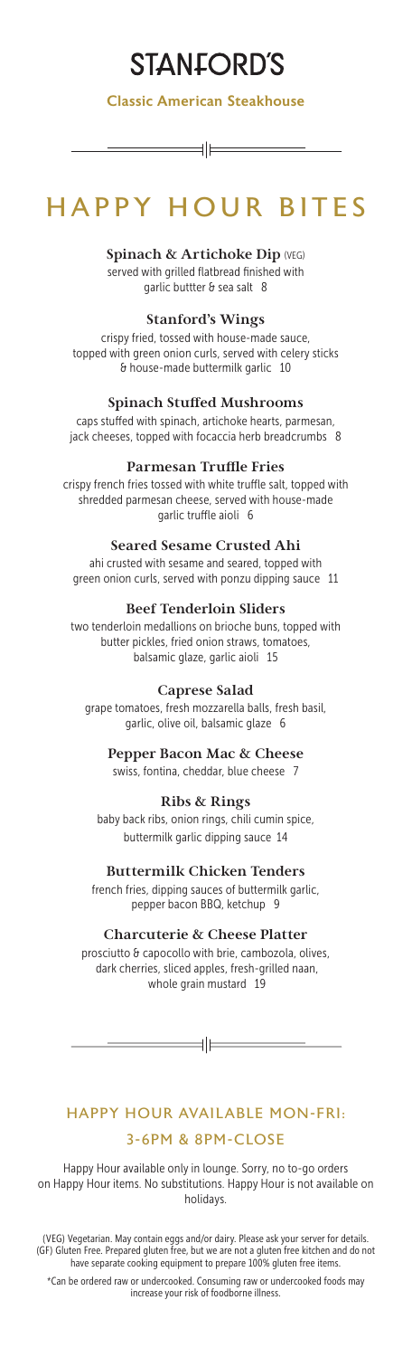# STANFORD'S

**Classic American Steakhouse**

## HAPPY HOUR BITES

### Spinach & Artichoke Dip (VEG)
served with grilled flatbread finished with garlic buttter & sea salt 8

### Stanford's Wings
crispy fried, tossed with house-made sauce, topped with green onion curls, served with celery sticks & house-made buttermilk garlic 10

### Spinach Stuffed Mushrooms
caps stuffed with spinach, artichoke hearts, parmesan, jack cheeses, topped with focaccia herb breadcrumbs 8

### Parmesan Truffle Fries
crispy french fries tossed with white truffle salt, topped with shredded parmesan cheese, served with house-made garlic truffle aioli 6

### Seared Sesame Crusted Ahi
ahi crusted with sesame and seared, topped with green onion curls, served with ponzu dipping sauce 11

### Beef Tenderloin Sliders
two tenderloin medallions on brioche buns, topped with butter pickles, fried onion straws, tomatoes, balsamic glaze, garlic aioli 15

### Caprese Salad
grape tomatoes, fresh mozzarella balls, fresh basil, garlic, olive oil, balsamic glaze 6

### Pepper Bacon Mac & Cheese
swiss, fontina, cheddar, blue cheese 7

### Ribs & Rings
baby back ribs, onion rings, chili cumin spice, buttermilk garlic dipping sauce 14

### Buttermilk Chicken Tenders
french fries, dipping sauces of buttermilk garlic, pepper bacon BBQ, ketchup 9

### Charcuterie & Cheese Platter
prosciutto & capocollo with brie, cambozola, olives, dark cherries, sliced apples, fresh-grilled naan, whole grain mustard 19

## HAPPY HOUR AVAILABLE MON-FRI:
## 3-6PM & 8PM-CLOSE

Happy Hour available only in lounge. Sorry, no to-go orders on Happy Hour items. No substitutions. Happy Hour is not available on holidays.

(VEG) Vegetarian. May contain eggs and/or dairy. Please ask your server for details. (GF) Gluten Free. Prepared gluten free, but we are not a gluten free kitchen and do not have separate cooking equipment to prepare 100% gluten free items.

*Can be ordered raw or undercooked. Consuming raw or undercooked foods may increase your risk of foodborne illness.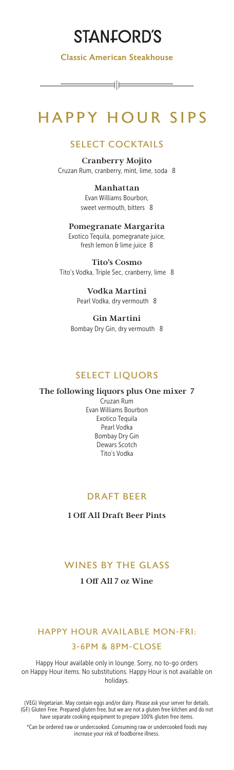# STANFORD'S

**Classic American Steakhouse**

# HAPPY HOUR SIPS

## SELECT COCKTAILS

**Cranberry Mojito**
Cruzan Rum, cranberry, mint, lime, soda 8

**Manhattan**
Evan Williams Bourbon, sweet vermouth, bitters 8

**Pomegranate Margarita**
Exotico Tequila, pomegranate juice, fresh lemon & lime juice 8

**Tito's Cosmo**
Tito's Vodka, Triple Sec, cranberry, lime 8

**Vodka Martini**
Pearl Vodka, dry vermouth 8

**Gin Martini**
Bombay Dry Gin, dry vermouth 8

## SELECT LIQUORS

**The following liquors plus One mixer 7**

Cruzan Rum
Evan Williams Bourbon
Exotico Tequila
Pearl Vodka
Bombay Dry Gin
Dewars Scotch
Tito's Vodka

## DRAFT BEER

**1 Off All Draft Beer Pints**

## WINES BY THE GLASS

**1 Off All 7 oz Wine**

## HAPPY HOUR AVAILABLE MON-FRI: 3-6PM & 8PM-CLOSE

Happy Hour available only in lounge. Sorry, no to-go orders on Happy Hour items. No substitutions. Happy Hour is not available on holidays.

(VEG) Vegetarian. May contain eggs and/or dairy. Please ask your server for details. (GF) Gluten Free. Prepared gluten free, but we are not a gluten free kitchen and do not have separate cooking equipment to prepare 100% gluten free items.

*Can be ordered raw or undercooked. Consuming raw or undercooked foods may increase your risk of foodborne illness.